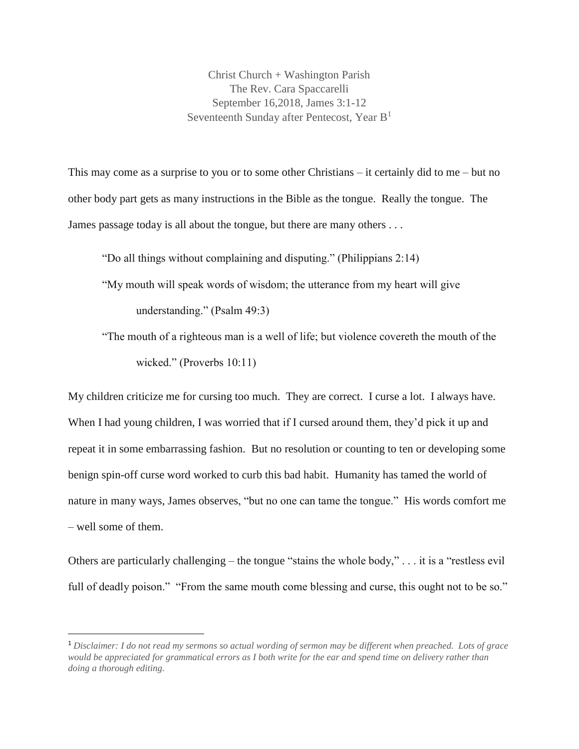Christ Church + Washington Parish
The Rev. Cara Spaccarelli
September 16,2018, James 3:1-12
Seventeenth Sunday after Pentecost, Year B[1]

This may come as a surprise to you or to some other Christians – it certainly did to me – but no other body part gets as many instructions in the Bible as the tongue. Really the tongue. The James passage today is all about the tongue, but there are many others . . .

> "Do all things without complaining and disputing." (Philippians 2:14)
>
> "My mouth will speak words of wisdom; the utterance from my heart will give understanding." (Psalm 49:3)
>
> "The mouth of a righteous man is a well of life; but violence covereth the mouth of the wicked." (Proverbs 10:11)

My children criticize me for cursing too much. They are correct. I curse a lot. I always have. When I had young children, I was worried that if I cursed around them, they'd pick it up and repeat it in some embarrassing fashion. But no resolution or counting to ten or developing some benign spin-off curse word worked to curb this bad habit. Humanity has tamed the world of nature in many ways, James observes, "but no one can tame the tongue." His words comfort me – well some of them.

Others are particularly challenging – the tongue "stains the whole body," . . . it is a "restless evil full of deadly poison." "From the same mouth come blessing and curse, this ought not to be so."

---

[1] *Disclaimer: I do not read my sermons so actual wording of sermon may be different when preached. Lots of grace would be appreciated for grammatical errors as I both write for the ear and spend time on delivery rather than doing a thorough editing.*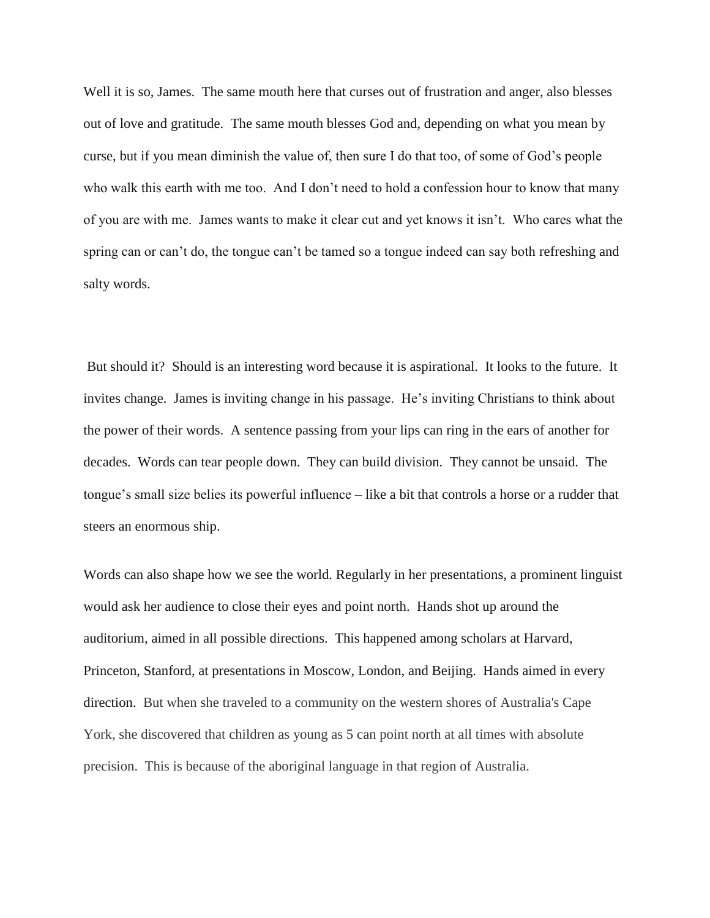Well it is so, James. The same mouth here that curses out of frustration and anger, also blesses out of love and gratitude. The same mouth blesses God and, depending on what you mean by curse, but if you mean diminish the value of, then sure I do that too, of some of God's people who walk this earth with me too. And I don't need to hold a confession hour to know that many of you are with me. James wants to make it clear cut and yet knows it isn't. Who cares what the spring can or can't do, the tongue can't be tamed so a tongue indeed can say both refreshing and salty words.

But should it? Should is an interesting word because it is aspirational. It looks to the future. It invites change. James is inviting change in his passage. He's inviting Christians to think about the power of their words. A sentence passing from your lips can ring in the ears of another for decades. Words can tear people down. They can build division. They cannot be unsaid. The tongue's small size belies its powerful influence – like a bit that controls a horse or a rudder that steers an enormous ship.

Words can also shape how we see the world. Regularly in her presentations, a prominent linguist would ask her audience to close their eyes and point north. Hands shot up around the auditorium, aimed in all possible directions. This happened among scholars at Harvard, Princeton, Stanford, at presentations in Moscow, London, and Beijing. Hands aimed in every direction. But when she traveled to a community on the western shores of Australia's Cape York, she discovered that children as young as 5 can point north at all times with absolute precision. This is because of the aboriginal language in that region of Australia.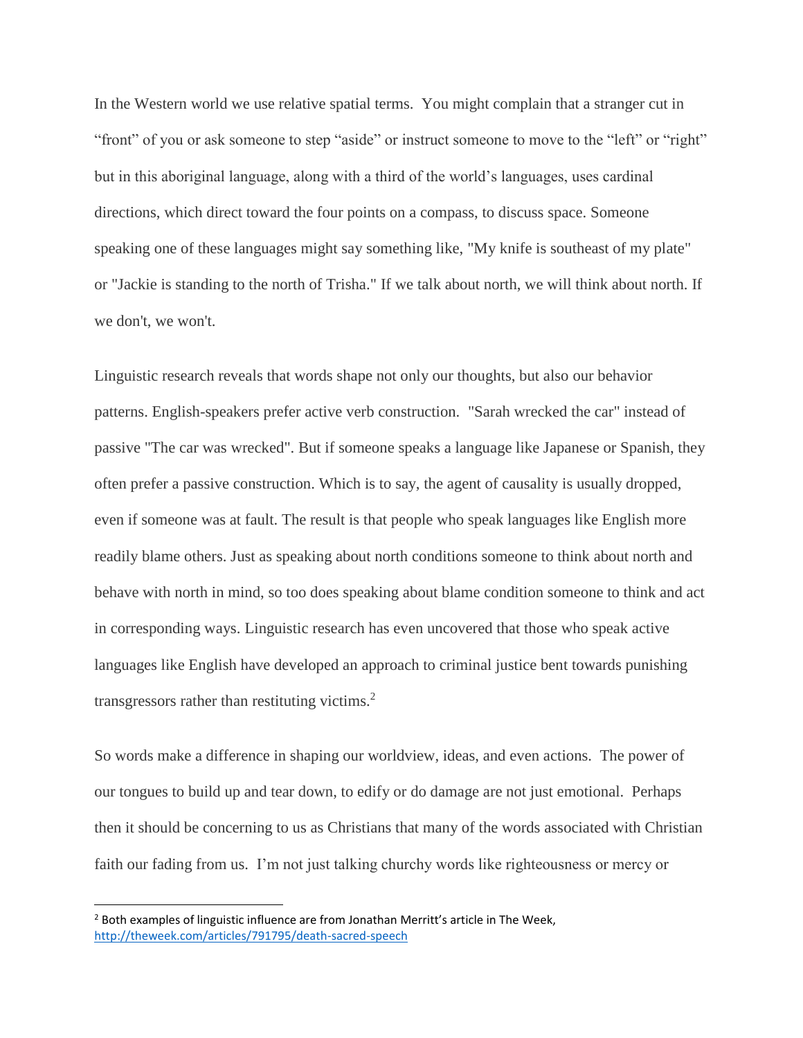In the Western world we use relative spatial terms. You might complain that a stranger cut in "front" of you or ask someone to step "aside" or instruct someone to move to the "left" or "right" but in this aboriginal language, along with a third of the world's languages, uses cardinal directions, which direct toward the four points on a compass, to discuss space. Someone speaking one of these languages might say something like, "My knife is southeast of my plate" or "Jackie is standing to the north of Trisha." If we talk about north, we will think about north. If we don't, we won't.

Linguistic research reveals that words shape not only our thoughts, but also our behavior patterns. English-speakers prefer active verb construction. "Sarah wrecked the car" instead of passive "The car was wrecked". But if someone speaks a language like Japanese or Spanish, they often prefer a passive construction. Which is to say, the agent of causality is usually dropped, even if someone was at fault. The result is that people who speak languages like English more readily blame others. Just as speaking about north conditions someone to think about north and behave with north in mind, so too does speaking about blame condition someone to think and act in corresponding ways. Linguistic research has even uncovered that those who speak active languages like English have developed an approach to criminal justice bent towards punishing transgressors rather than restituting victims.[2]

So words make a difference in shaping our worldview, ideas, and even actions. The power of our tongues to build up and tear down, to edify or do damage are not just emotional. Perhaps then it should be concerning to us as Christians that many of the words associated with Christian faith our fading from us. I'm not just talking churchy words like righteousness or mercy or

---

[2] Both examples of linguistic influence are from Jonathan Merritt's article in The Week, http://theweek.com/articles/791795/death-sacred-speech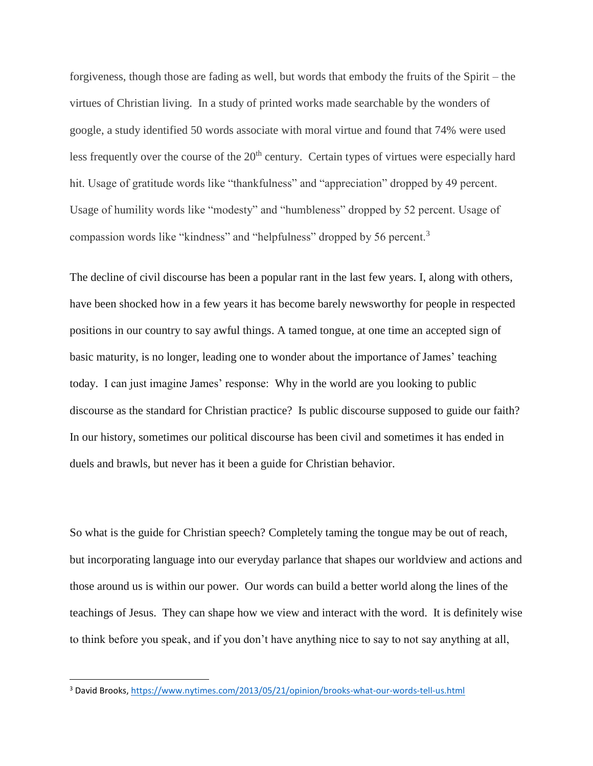forgiveness, though those are fading as well, but words that embody the fruits of the Spirit – the virtues of Christian living. In a study of printed works made searchable by the wonders of google, a study identified 50 words associate with moral virtue and found that 74% were used less frequently over the course of the 20th century. Certain types of virtues were especially hard hit. Usage of gratitude words like "thankfulness" and "appreciation" dropped by 49 percent. Usage of humility words like "modesty" and "humbleness" dropped by 52 percent. Usage of compassion words like "kindness" and "helpfulness" dropped by 56 percent.[3]

The decline of civil discourse has been a popular rant in the last few years. I, along with others, have been shocked how in a few years it has become barely newsworthy for people in respected positions in our country to say awful things. A tamed tongue, at one time an accepted sign of basic maturity, is no longer, leading one to wonder about the importance of James' teaching today. I can just imagine James' response: Why in the world are you looking to public discourse as the standard for Christian practice? Is public discourse supposed to guide our faith? In our history, sometimes our political discourse has been civil and sometimes it has ended in duels and brawls, but never has it been a guide for Christian behavior.

So what is the guide for Christian speech? Completely taming the tongue may be out of reach, but incorporating language into our everyday parlance that shapes our worldview and actions and those around us is within our power. Our words can build a better world along the lines of the teachings of Jesus. They can shape how we view and interact with the word. It is definitely wise to think before you speak, and if you don't have anything nice to say to not say anything at all,

[3] David Brooks, https://www.nytimes.com/2013/05/21/opinion/brooks-what-our-words-tell-us.html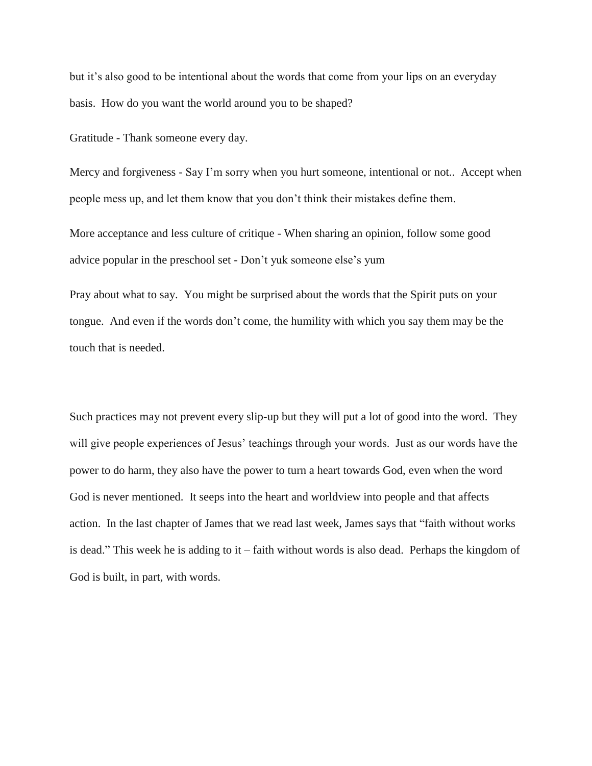but it’s also good to be intentional about the words that come from your lips on an everyday basis. How do you want the world around you to be shaped?

Gratitude - Thank someone every day.

Mercy and forgiveness - Say I’m sorry when you hurt someone, intentional or not.. Accept when people mess up, and let them know that you don’t think their mistakes define them.

More acceptance and less culture of critique - When sharing an opinion, follow some good advice popular in the preschool set - Don’t yuk someone else’s yum

Pray about what to say. You might be surprised about the words that the Spirit puts on your tongue. And even if the words don’t come, the humility with which you say them may be the touch that is needed.

Such practices may not prevent every slip-up but they will put a lot of good into the word. They will give people experiences of Jesus’ teachings through your words. Just as our words have the power to do harm, they also have the power to turn a heart towards God, even when the word God is never mentioned. It seeps into the heart and worldview into people and that affects action. In the last chapter of James that we read last week, James says that “faith without works is dead.” This week he is adding to it – faith without words is also dead. Perhaps the kingdom of God is built, in part, with words.